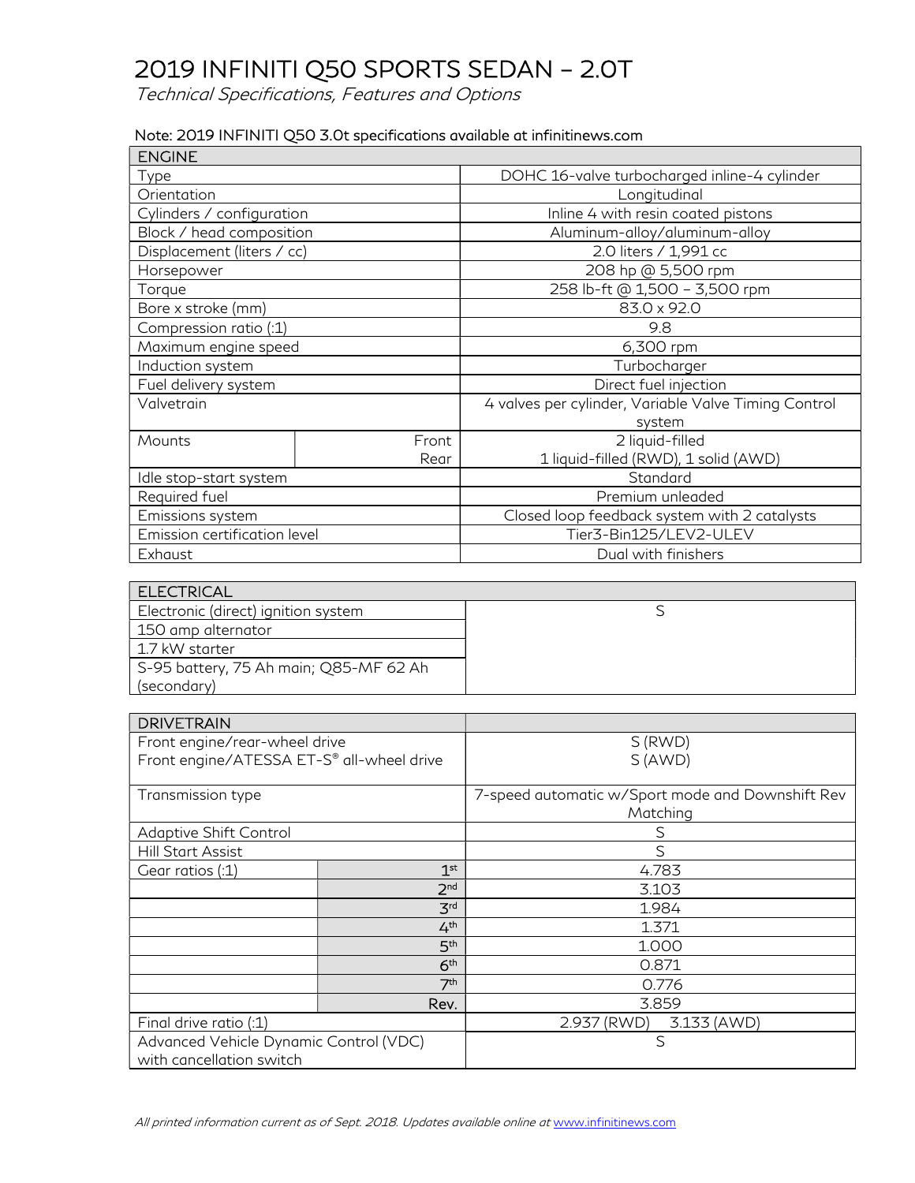# 2019 INFINITI Q50 SPORTS SEDAN – 2.0T

*Technical Specifications, Features and Options*

Note: 2019 INFINITI Q50 3.0t specifications available at infinitinews.com

| ENGINE | | |
|---|---|---|
| Type | | DOHC 16-valve turbocharged inline-4 cylinder |
| Orientation | | Longitudinal |
| Cylinders / configuration | | Inline 4 with resin coated pistons |
| Block / head composition | | Aluminum-alloy/aluminum-alloy |
| Displacement (liters / cc) | | 2.0 liters / 1,991 cc |
| Horsepower | | 208 hp @ 5,500 rpm |
| Torque | | 258 lb-ft @ 1,500 – 3,500 rpm |
| Bore x stroke (mm) | | 83.0 x 92.0 |
| Compression ratio (:1) | | 9.8 |
| Maximum engine speed | | 6,300 rpm |
| Induction system | | Turbocharger |
| Fuel delivery system | | Direct fuel injection |
| Valvetrain | | 4 valves per cylinder, Variable Valve Timing Control system |
| Mounts | Front | 2 liquid-filled |
| | Rear | 1 liquid-filled (RWD), 1 solid (AWD) |
| Idle stop-start system | | Standard |
| Required fuel | | Premium unleaded |
| Emissions system | | Closed loop feedback system with 2 catalysts |
| Emission certification level | | Tier3-Bin125/LEV2-ULEV |
| Exhaust | | Dual with finishers |

| ELECTRICAL | |
|---|---|
| Electronic (direct) ignition system | S |
| 150 amp alternator | |
| 1.7 kW starter | |
| S-95 battery, 75 Ah main; Q85-MF 62 Ah (secondary) | |

| DRIVETRAIN | | |
|---|---|---|
| Front engine/rear-wheel drive | | S (RWD) |
| Front engine/ATESSA ET-S® all-wheel drive | | S (AWD) |
| Transmission type | | 7-speed automatic w/Sport mode and Downshift Rev Matching |
| Adaptive Shift Control | | S |
| Hill Start Assist | | S |
| Gear ratios (:1) | 1st | 4.783 |
| | 2nd | 3.103 |
| | 3rd | 1.984 |
| | 4th | 1.371 |
| | 5th | 1.000 |
| | 6th | 0.871 |
| | 7th | 0.776 |
| | Rev. | 3.859 |
| Final drive ratio (:1) | | 2.937 (RWD) 3.133 (AWD) |
| Advanced Vehicle Dynamic Control (VDC) with cancellation switch | | S |

*All printed information current as of Sept. 2018. Updates available online at www.infinitinews.com*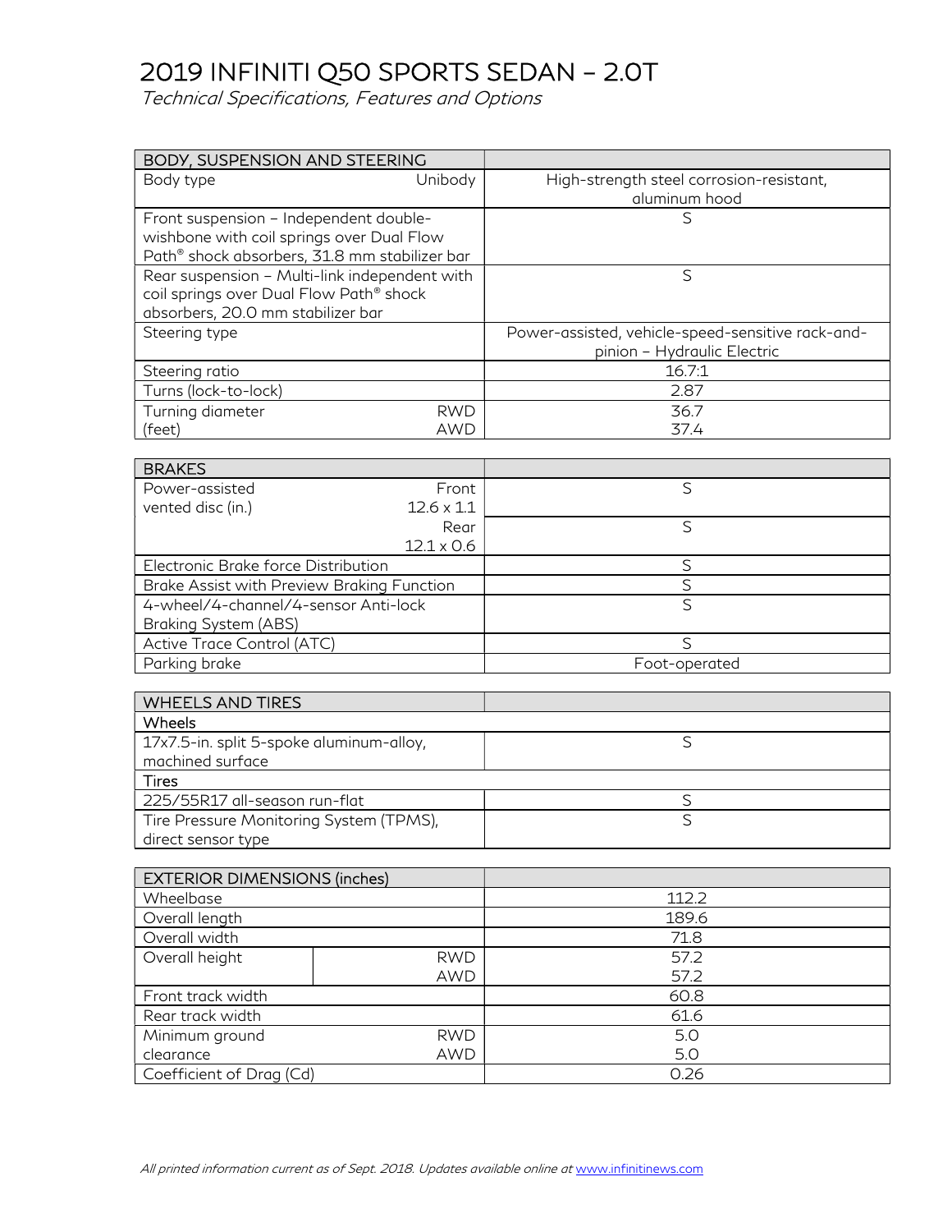# 2019 INFINITI Q50 SPORTS SEDAN – 2.0T

*Technical Specifications, Features and Options*

| BODY, SUSPENSION AND STEERING | | |
|---|---|---|
| Body type | Unibody | High-strength steel corrosion-resistant, aluminum hood |
| Front suspension – Independent double-wishbone with coil springs over Dual Flow Path® shock absorbers, 31.8 mm stabilizer bar | | S |
| Rear suspension – Multi-link independent with coil springs over Dual Flow Path® shock absorbers, 20.0 mm stabilizer bar | | S |
| Steering type | | Power-assisted, vehicle-speed-sensitive rack-and-pinion – Hydraulic Electric |
| Steering ratio | | 16.7:1 |
| Turns (lock-to-lock) | | 2.87 |
| Turning diameter (feet) | RWD | 36.7 |
| | AWD | 37.4 |

| BRAKES | | |
|---|---|---|
| Power-assisted vented disc (in.) | Front 12.6 x 1.1 | S |
| | Rear 12.1 x 0.6 | S |
| Electronic Brake force Distribution | | S |
| Brake Assist with Preview Braking Function | | S |
| 4-wheel/4-channel/4-sensor Anti-lock Braking System (ABS) | | S |
| Active Trace Control (ATC) | | S |
| Parking brake | | Foot-operated |

| WHEELS AND TIRES | |
|---|---|
| **Wheels** | |
| 17x7.5-in. split 5-spoke aluminum-alloy, machined surface | S |
| **Tires** | |
| 225/55R17 all-season run-flat | S |
| Tire Pressure Monitoring System (TPMS), direct sensor type | S |

| EXTERIOR DIMENSIONS (inches) | | |
|---|---|---|
| Wheelbase | | 112.2 |
| Overall length | | 189.6 |
| Overall width | | 71.8 |
| Overall height | RWD | 57.2 |
| | AWD | 57.2 |
| Front track width | | 60.8 |
| Rear track width | | 61.6 |
| Minimum ground clearance | RWD | 5.0 |
| | AWD | 5.0 |
| Coefficient of Drag (Cd) | | 0.26 |

*All printed information current as of Sept. 2018. Updates available online at www.infinitinews.com*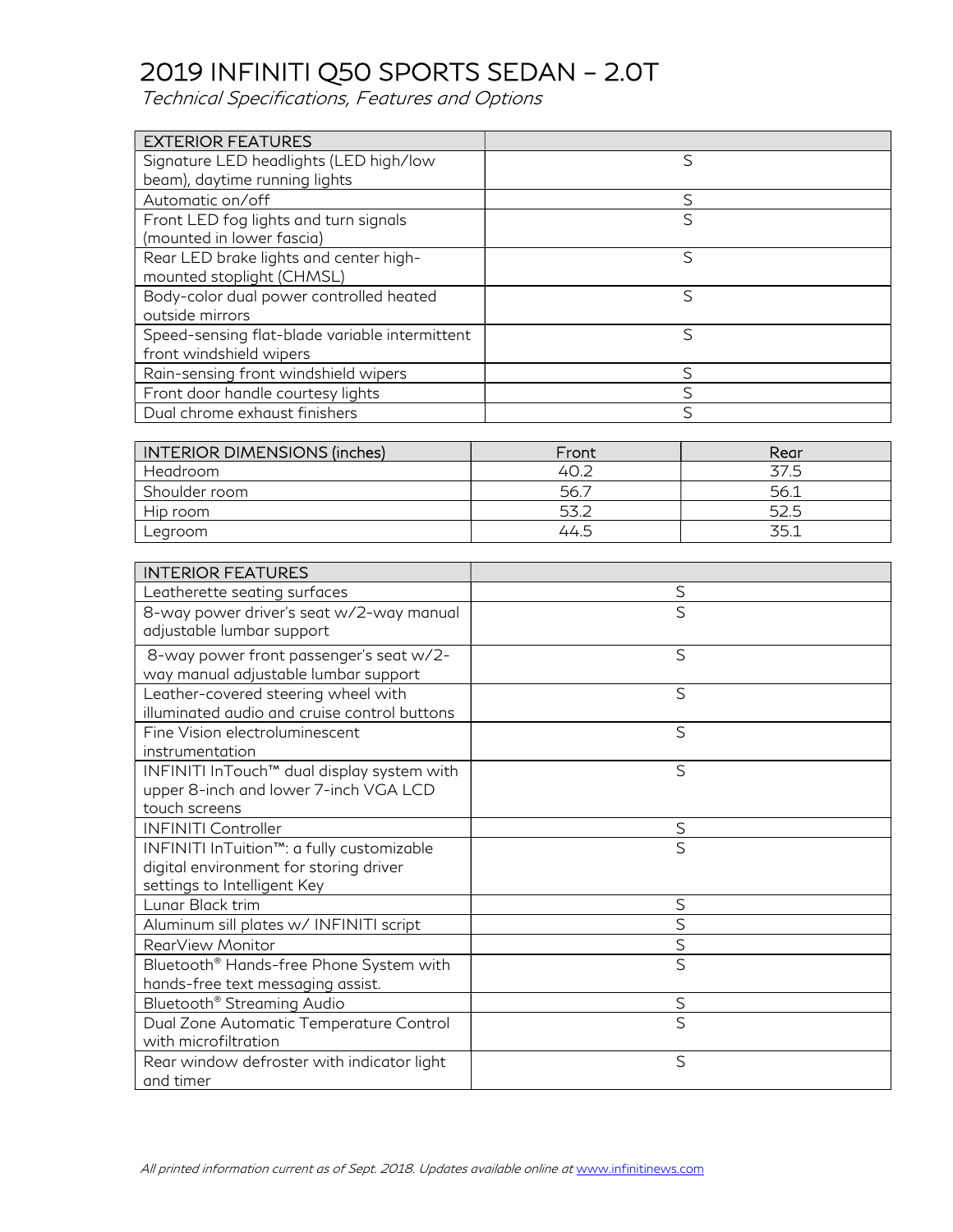# 2019 INFINITI Q50 SPORTS SEDAN – 2.0T

*Technical Specifications, Features and Options*

| EXTERIOR FEATURES | |
|---|---|
| Signature LED headlights (LED high/low beam), daytime running lights | S |
| Automatic on/off | S |
| Front LED fog lights and turn signals (mounted in lower fascia) | S |
| Rear LED brake lights and center high-mounted stoplight (CHMSL) | S |
| Body-color dual power controlled heated outside mirrors | S |
| Speed-sensing flat-blade variable intermittent front windshield wipers | S |
| Rain-sensing front windshield wipers | S |
| Front door handle courtesy lights | S |
| Dual chrome exhaust finishers | S |

| INTERIOR DIMENSIONS (inches) | Front | Rear |
|---|---|---|
| Headroom | 40.2 | 37.5 |
| Shoulder room | 56.7 | 56.1 |
| Hip room | 53.2 | 52.5 |
| Legroom | 44.5 | 35.1 |

| INTERIOR FEATURES | |
|---|---|
| Leatherette seating surfaces | S |
| 8-way power driver's seat w/2-way manual adjustable lumbar support | S |
| 8-way power front passenger's seat w/2-way manual adjustable lumbar support | S |
| Leather-covered steering wheel with illuminated audio and cruise control buttons | S |
| Fine Vision electroluminescent instrumentation | S |
| INFINITI InTouch™ dual display system with upper 8-inch and lower 7-inch VGA LCD touch screens | S |
| INFINITI Controller | S |
| INFINITI InTuition™: a fully customizable digital environment for storing driver settings to Intelligent Key | S |
| Lunar Black trim | S |
| Aluminum sill plates w/ INFINITI script | S |
| RearView Monitor | S |
| Bluetooth® Hands-free Phone System with hands-free text messaging assist. | S |
| Bluetooth® Streaming Audio | S |
| Dual Zone Automatic Temperature Control with microfiltration | S |
| Rear window defroster with indicator light and timer | S |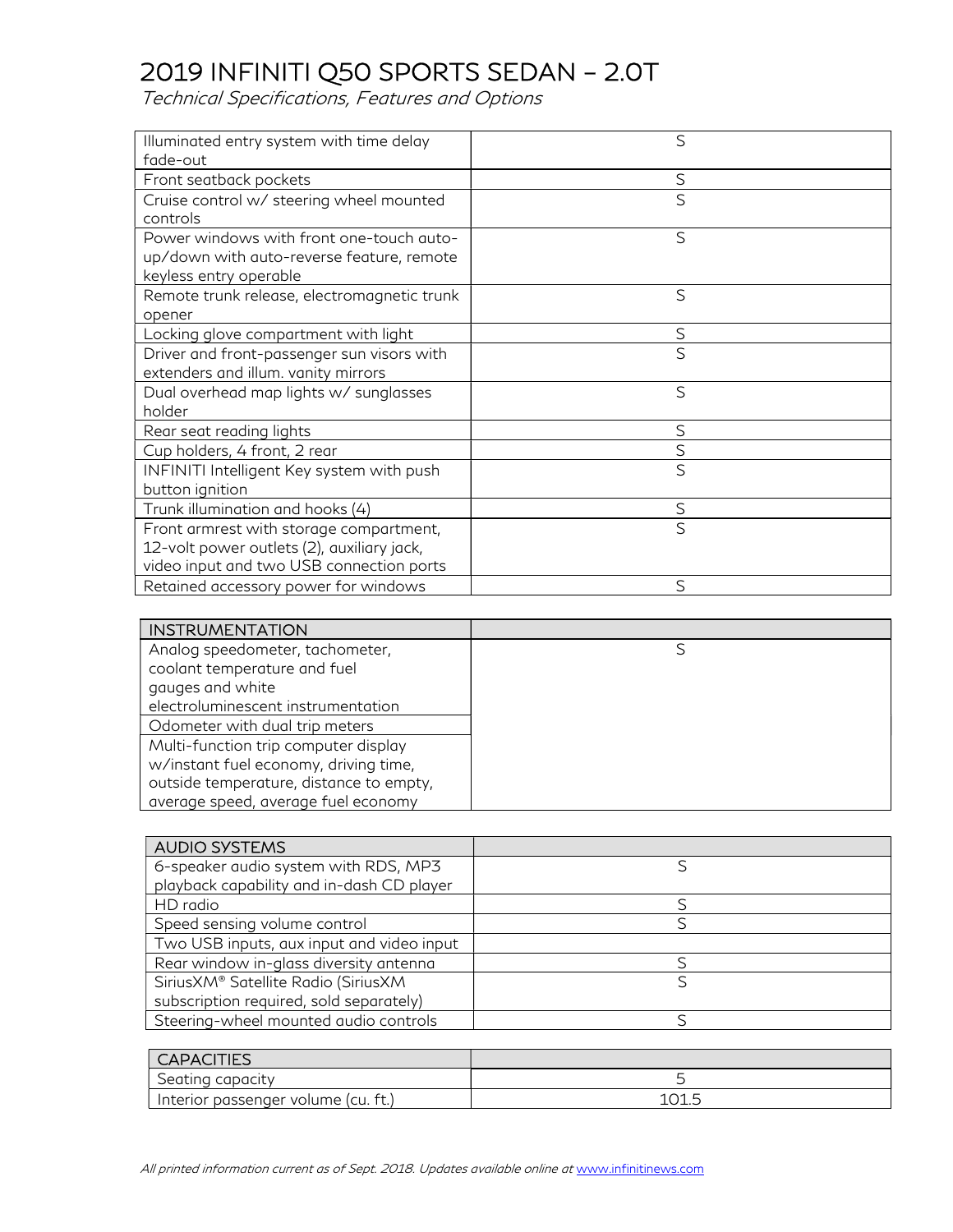# 2019 INFINITI Q50 SPORTS SEDAN – 2.0T

*Technical Specifications, Features and Options*

| | |
|---|---|
| Illuminated entry system with time delay fade-out | S |
| Front seatback pockets | S |
| Cruise control w/ steering wheel mounted controls | S |
| Power windows with front one-touch auto-up/down with auto-reverse feature, remote keyless entry operable | S |
| Remote trunk release, electromagnetic trunk opener | S |
| Locking glove compartment with light | S |
| Driver and front-passenger sun visors with extenders and illum. vanity mirrors | S |
| Dual overhead map lights w/ sunglasses holder | S |
| Rear seat reading lights | S |
| Cup holders, 4 front, 2 rear | S |
| INFINITI Intelligent Key system with push button ignition | S |
| Trunk illumination and hooks (4) | S |
| Front armrest with storage compartment, 12-volt power outlets (2), auxiliary jack, video input and two USB connection ports | S |
| Retained accessory power for windows | S |

| INSTRUMENTATION | |
|---|---|
| Analog speedometer, tachometer, coolant temperature and fuel gauges and white electroluminescent instrumentation | S |
| Odometer with dual trip meters | |
| Multi-function trip computer display w/instant fuel economy, driving time, outside temperature, distance to empty, average speed, average fuel economy | |

| AUDIO SYSTEMS | |
|---|---|
| 6-speaker audio system with RDS, MP3 playback capability and in-dash CD player | S |
| HD radio | S |
| Speed sensing volume control | S |
| Two USB inputs, aux input and video input | |
| Rear window in-glass diversity antenna | S |
| SiriusXM® Satellite Radio (SiriusXM subscription required, sold separately) | S |
| Steering-wheel mounted audio controls | S |

| CAPACITIES | |
|---|---|
| Seating capacity | 5 |
| Interior passenger volume (cu. ft.) | 101.5 |

*All printed information current as of Sept. 2018. Updates available online at* www.infinitinews.com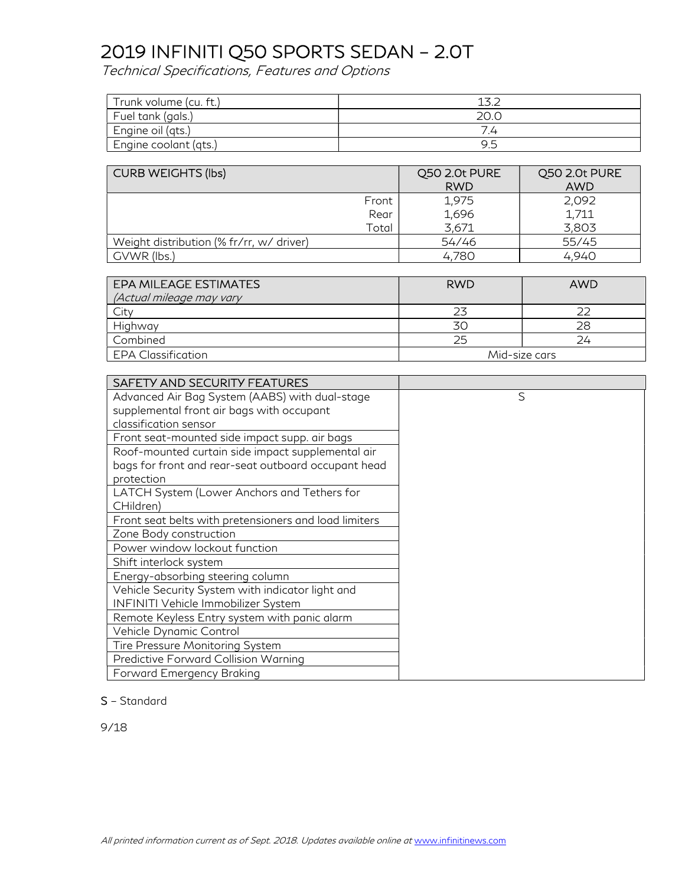# 2019 INFINITI Q50 SPORTS SEDAN – 2.0T

*Technical Specifications, Features and Options*

| | |
|---|---|
| Trunk volume (cu. ft.) | 13.2 |
| Fuel tank (gals.) | 20.0 |
| Engine oil (qts.) | 7.4 |
| Engine coolant (qts.) | 9.5 |

| CURB WEIGHTS (lbs) | Q50 2.0t PURE RWD | Q50 2.0t PURE AWD |
|---|---|---|
| Front | 1,975 | 2,092 |
| Rear | 1,696 | 1,711 |
| Total | 3,671 | 3,803 |
| Weight distribution (% fr/rr, w/ driver) | 54/46 | 55/45 |
| GVWR (lbs.) | 4,780 | 4,940 |

| EPA MILEAGE ESTIMATES *(Actual mileage may vary* | RWD | AWD |
|---|---|---|
| City | 23 | 22 |
| Highway | 30 | 28 |
| Combined | 25 | 24 |
| EPA Classification | Mid-size cars | |

| SAFETY AND SECURITY FEATURES | |
|---|---|
| Advanced Air Bag System (AABS) with dual-stage supplemental front air bags with occupant classification sensor | S |
| Front seat-mounted side impact supp. air bags | |
| Roof-mounted curtain side impact supplemental air bags for front and rear-seat outboard occupant head protection | |
| LATCH System (Lower Anchors and Tethers for CHildren) | |
| Front seat belts with pretensioners and load limiters | |
| Zone Body construction | |
| Power window lockout function | |
| Shift interlock system | |
| Energy-absorbing steering column | |
| Vehicle Security System with indicator light and INFINITI Vehicle Immobilizer System | |
| Remote Keyless Entry system with panic alarm | |
| Vehicle Dynamic Control | |
| Tire Pressure Monitoring System | |
| Predictive Forward Collision Warning | |
| Forward Emergency Braking | |

S – Standard

9/18

*All printed information current as of Sept. 2018. Updates available online at www.infinitinews.com*